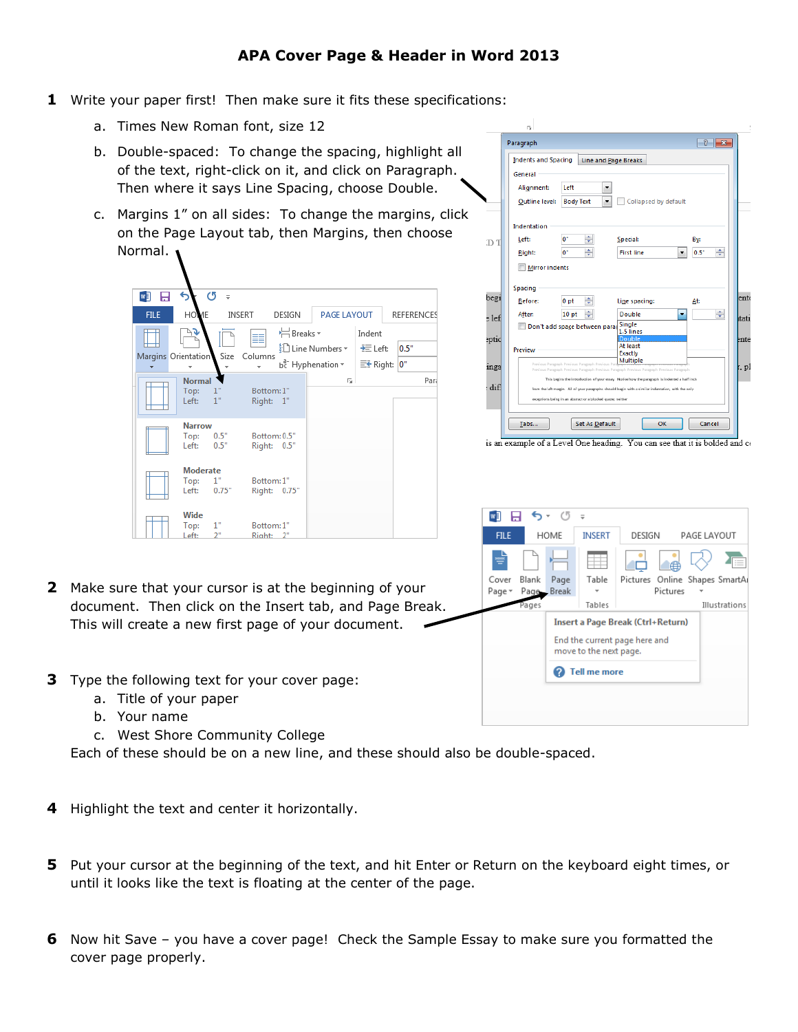# APA Cover Page & Header in Word 2013

1. Write your paper first! Then make sure it fits these specifications:
   a. Times New Roman font, size 12
   b. Double-spaced: To change the spacing, highlight all of the text, right-click on it, and click on Paragraph. Then where it says Line Spacing, choose Double.
   c. Margins 1" on all sides: To change the margins, click on the Page Layout tab, then Margins, then choose Normal.

2. Make sure that your cursor is at the beginning of your document. Then click on the Insert tab, and Page Break. This will create a new first page of your document.

3. Type the following text for your cover page:
   a. Title of your paper
   b. Your name
   c. West Shore Community College

   Each of these should be on a new line, and these should also be double-spaced.

4. Highlight the text and center it horizontally.

5. Put your cursor at the beginning of the text, and hit Enter or Return on the keyboard eight times, or until it looks like the text is floating at the center of the page.

6. Now hit Save – you have a cover page! Check the Sample Essay to make sure you formatted the cover page properly.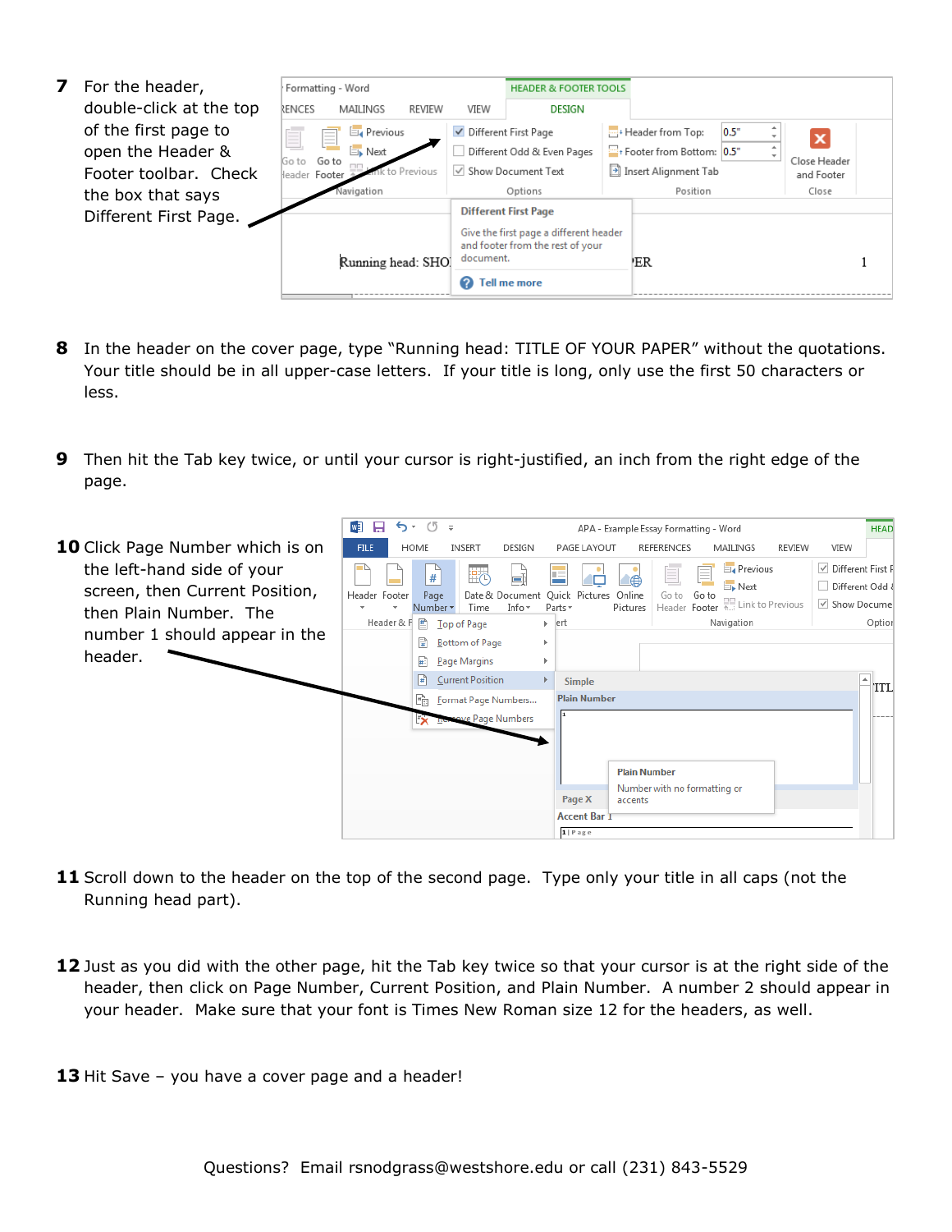7 For the header, double-click at the top of the first page to open the Header & Footer toolbar. Check the box that says Different First Page.

8 In the header on the cover page, type “Running head: TITLE OF YOUR PAPER” without the quotations. Your title should be in all upper-case letters. If your title is long, only use the first 50 characters or less.

9 Then hit the Tab key twice, or until your cursor is right-justified, an inch from the right edge of the page.

10 Click Page Number which is on the left-hand side of your screen, then Current Position, then Plain Number. The number 1 should appear in the header.

11 Scroll down to the header on the top of the second page. Type only your title in all caps (not the Running head part).

12 Just as you did with the other page, hit the Tab key twice so that your cursor is at the right side of the header, then click on Page Number, Current Position, and Plain Number. A number 2 should appear in your header. Make sure that your font is Times New Roman size 12 for the headers, as well.

13 Hit Save – you have a cover page and a header!

Questions? Email rsnodgrass@westshore.edu or call (231) 843-5529